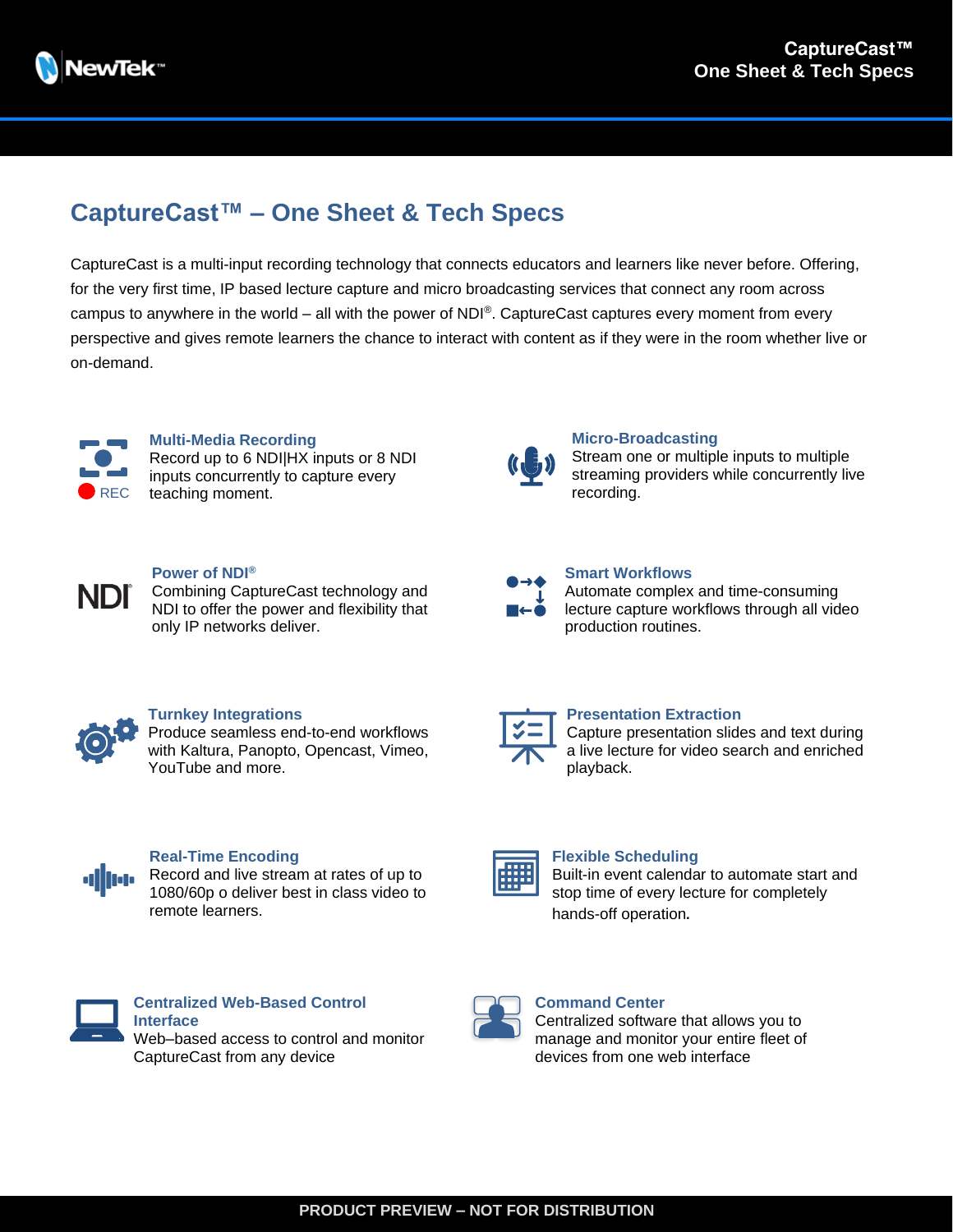# CaptureCast™ – One Sheet & Tech Specs

CaptureCast is a multi-input recording technology that connects educators and learners like never before. Offering, for the very first time, IP based lecture capture and micro broadcasting services that connect any room across campus to anywhere in the world – all with the power of NDI®. CaptureCast captures every moment from every perspective and gives remote learners the chance to interact with content as if they were in the room whether live or on-demand.

### Multi-Media Recording

Record up to 6 NDI|HX inputs or 8 NDI inputs concurrently to capture every teaching moment.

### Micro-Broadcasting

Stream one or multiple inputs to multiple streaming providers while concurrently live recording.

### Power of NDI®

Combining CaptureCast technology and NDI to offer the power and flexibility that only IP networks deliver.

### Smart Workflows

Automate complex and time-consuming lecture capture workflows through all video production routines.

### Turnkey Integrations

Produce seamless end-to-end workflows with Kaltura, Panopto, Opencast, Vimeo, YouTube and more.

### Presentation Extraction

Capture presentation slides and text during a live lecture for video search and enriched playback.

### Real-Time Encoding

Record and live stream at rates of up to 1080/60p o deliver best in class video to remote learners.

### Flexible Scheduling

Built-in event calendar to automate start and stop time of every lecture for completely hands-off operation.

### Centralized Web-Based Control Interface

Web–based access to control and monitor CaptureCast from any device

### Command Center

Centralized software that allows you to manage and monitor your entire fleet of devices from one web interface

PRODUCT PREVIEW – NOT FOR DISTRIBUTION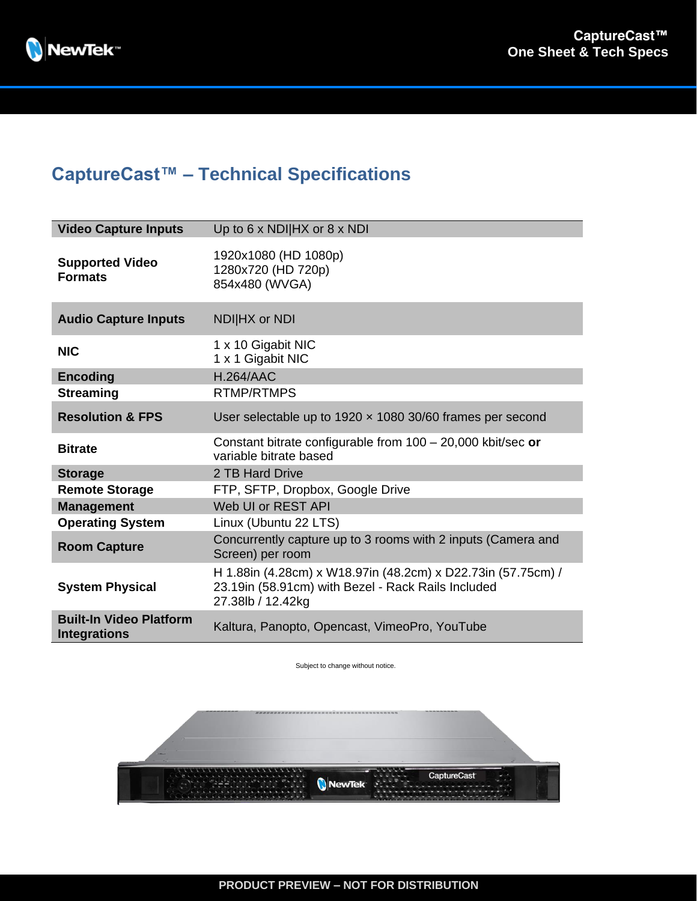# CaptureCast™ – Technical Specifications

| | |
|---|---|
| **Video Capture Inputs** | Up to 6 x NDI\|HX or 8 x NDI |
| **Supported Video Formats** | 1920x1080 (HD 1080p)<br>1280x720 (HD 720p)<br>854x480 (WVGA) |
| **Audio Capture Inputs** | NDI\|HX or NDI |
| **NIC** | 1 x 10 Gigabit NIC<br>1 x 1 Gigabit NIC |
| **Encoding** | H.264/AAC |
| **Streaming** | RTMP/RTMPS |
| **Resolution & FPS** | User selectable up to 1920 × 1080 30/60 frames per second |
| **Bitrate** | Constant bitrate configurable from 100 – 20,000 kbit/sec **or** variable bitrate based |
| **Storage** | 2 TB Hard Drive |
| **Remote Storage** | FTP, SFTP, Dropbox, Google Drive |
| **Management** | Web UI or REST API |
| **Operating System** | Linux (Ubuntu 22 LTS) |
| **Room Capture** | Concurrently capture up to 3 rooms with 2 inputs (Camera and Screen) per room |
| **System Physical** | H 1.88in (4.28cm) x W18.97in (48.2cm) x D22.73in (57.75cm) / 23.19in (58.91cm) with Bezel - Rack Rails Included<br>27.38lb / 12.42kg |
| **Built-In Video Platform Integrations** | Kaltura, Panopto, Opencast, VimeoPro, YouTube |

Subject to change without notice.

PRODUCT PREVIEW – NOT FOR DISTRIBUTION